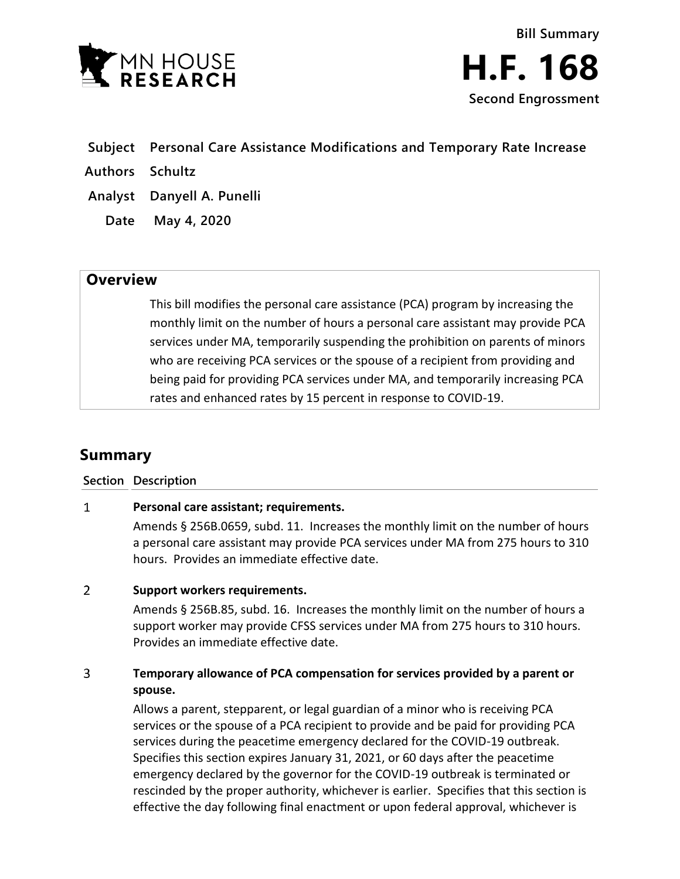**Bill Summary**

# H.F. 168

**Second Engrossment**

| | |
|---|---|
| **Subject** | **Personal Care Assistance Modifications and Temporary Rate Increase** |
| **Authors** | **Schultz** |
| **Analyst** | **Danyell A. Punelli** |
| **Date** | **May 4, 2020** |

## Overview

This bill modifies the personal care assistance (PCA) program by increasing the monthly limit on the number of hours a personal care assistant may provide PCA services under MA, temporarily suspending the prohibition on parents of minors who are receiving PCA services or the spouse of a recipient from providing and being paid for providing PCA services under MA, and temporarily increasing PCA rates and enhanced rates by 15 percent in response to COVID-19.

## Summary

| Section | Description |
|---|---|
| 1 | **Personal care assistant; requirements.**<br>Amends § 256B.0659, subd. 11. Increases the monthly limit on the number of hours a personal care assistant may provide PCA services under MA from 275 hours to 310 hours. Provides an immediate effective date. |
| 2 | **Support workers requirements.**<br>Amends § 256B.85, subd. 16. Increases the monthly limit on the number of hours a support worker may provide CFSS services under MA from 275 hours to 310 hours. Provides an immediate effective date. |
| 3 | **Temporary allowance of PCA compensation for services provided by a parent or spouse.**<br>Allows a parent, stepparent, or legal guardian of a minor who is receiving PCA services or the spouse of a PCA recipient to provide and be paid for providing PCA services during the peacetime emergency declared for the COVID-19 outbreak. Specifies this section expires January 31, 2021, or 60 days after the peacetime emergency declared by the governor for the COVID-19 outbreak is terminated or rescinded by the proper authority, whichever is earlier. Specifies that this section is effective the day following final enactment or upon federal approval, whichever is |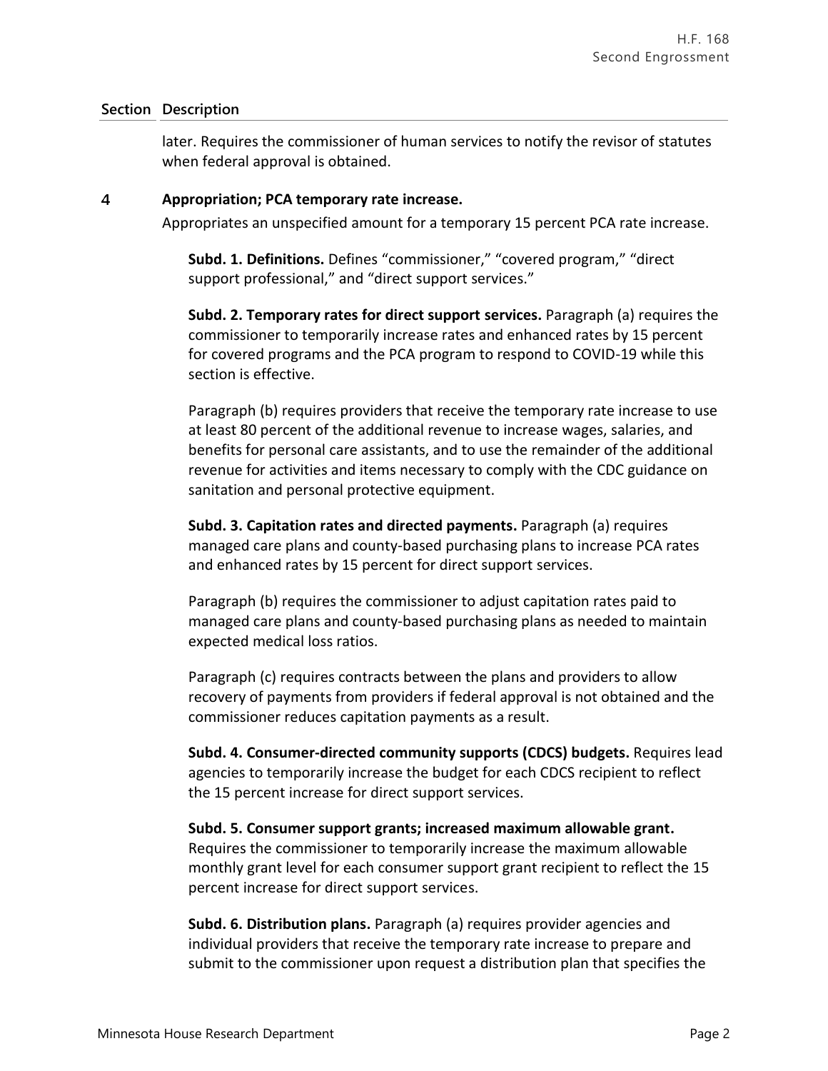| Section | Description |
|---|---|
| | later. Requires the commissioner of human services to notify the revisor of statutes when federal approval is obtained. |
| 4 | **Appropriation; PCA temporary rate increase.** |

Appropriates an unspecified amount for a temporary 15 percent PCA rate increase.

**Subd. 1. Definitions.** Defines "commissioner," "covered program," "direct support professional," and "direct support services."

**Subd. 2. Temporary rates for direct support services.** Paragraph (a) requires the commissioner to temporarily increase rates and enhanced rates by 15 percent for covered programs and the PCA program to respond to COVID-19 while this section is effective.

Paragraph (b) requires providers that receive the temporary rate increase to use at least 80 percent of the additional revenue to increase wages, salaries, and benefits for personal care assistants, and to use the remainder of the additional revenue for activities and items necessary to comply with the CDC guidance on sanitation and personal protective equipment.

**Subd. 3. Capitation rates and directed payments.** Paragraph (a) requires managed care plans and county-based purchasing plans to increase PCA rates and enhanced rates by 15 percent for direct support services.

Paragraph (b) requires the commissioner to adjust capitation rates paid to managed care plans and county-based purchasing plans as needed to maintain expected medical loss ratios.

Paragraph (c) requires contracts between the plans and providers to allow recovery of payments from providers if federal approval is not obtained and the commissioner reduces capitation payments as a result.

**Subd. 4. Consumer-directed community supports (CDCS) budgets.** Requires lead agencies to temporarily increase the budget for each CDCS recipient to reflect the 15 percent increase for direct support services.

**Subd. 5. Consumer support grants; increased maximum allowable grant.** Requires the commissioner to temporarily increase the maximum allowable monthly grant level for each consumer support grant recipient to reflect the 15 percent increase for direct support services.

**Subd. 6. Distribution plans.** Paragraph (a) requires provider agencies and individual providers that receive the temporary rate increase to prepare and submit to the commissioner upon request a distribution plan that specifies the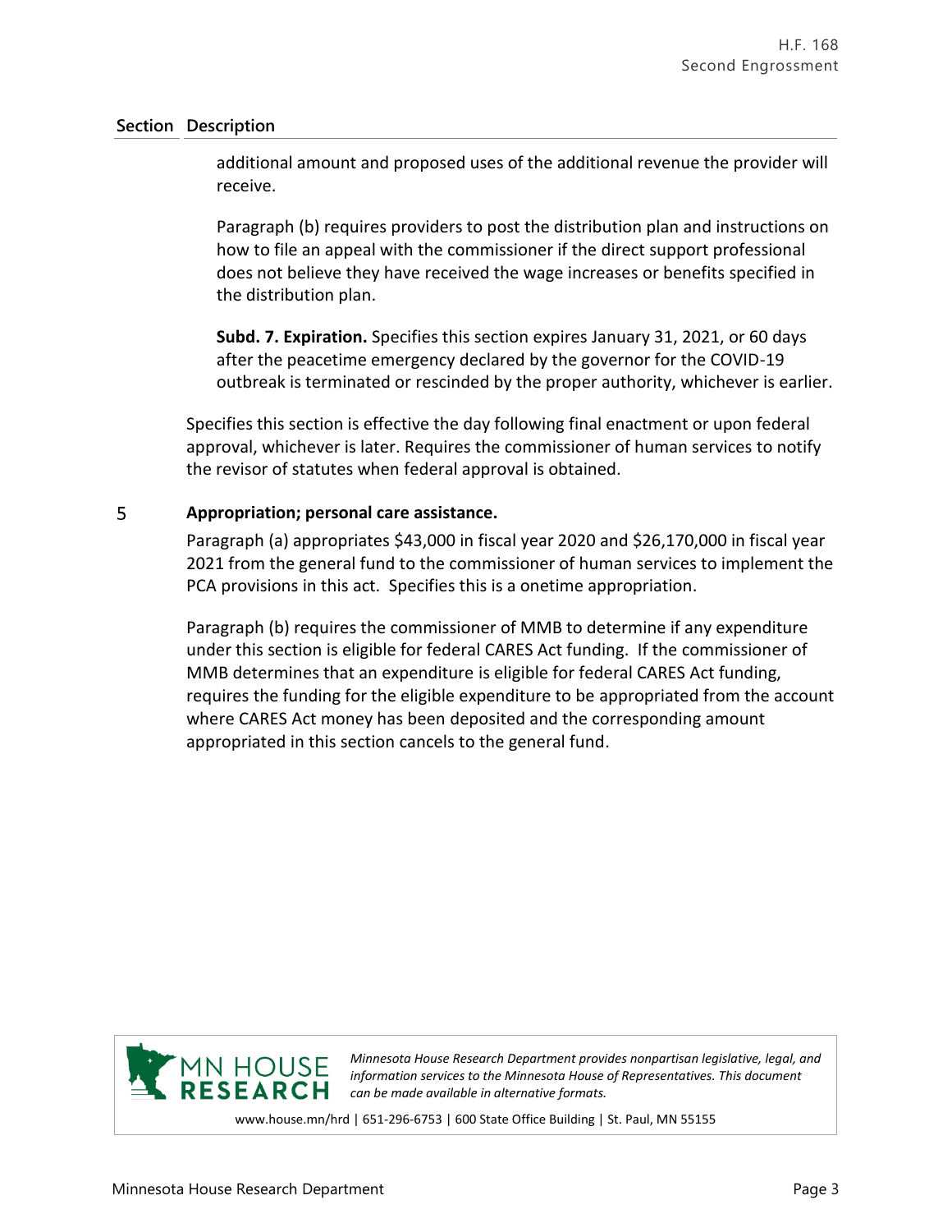| Section | Description |
|---|---|
| | additional amount and proposed uses of the additional revenue the provider will receive.<br><br>Paragraph (b) requires providers to post the distribution plan and instructions on how to file an appeal with the commissioner if the direct support professional does not believe they have received the wage increases or benefits specified in the distribution plan.<br><br>**Subd. 7. Expiration.** Specifies this section expires January 31, 2021, or 60 days after the peacetime emergency declared by the governor for the COVID-19 outbreak is terminated or rescinded by the proper authority, whichever is earlier.<br><br>Specifies this section is effective the day following final enactment or upon federal approval, whichever is later. Requires the commissioner of human services to notify the revisor of statutes when federal approval is obtained. |
| 5 | **Appropriation; personal care assistance.**<br><br>Paragraph (a) appropriates $43,000 in fiscal year 2020 and $26,170,000 in fiscal year 2021 from the general fund to the commissioner of human services to implement the PCA provisions in this act. Specifies this is a onetime appropriation.<br><br>Paragraph (b) requires the commissioner of MMB to determine if any expenditure under this section is eligible for federal CARES Act funding. If the commissioner of MMB determines that an expenditure is eligible for federal CARES Act funding, requires the funding for the eligible expenditure to be appropriated from the account where CARES Act money has been deposited and the corresponding amount appropriated in this section cancels to the general fund. |

MN HOUSE RESEARCH

*Minnesota House Research Department provides nonpartisan legislative, legal, and information services to the Minnesota House of Representatives. This document can be made available in alternative formats.*

www.house.mn/hrd | 651-296-6753 | 600 State Office Building | St. Paul, MN 55155